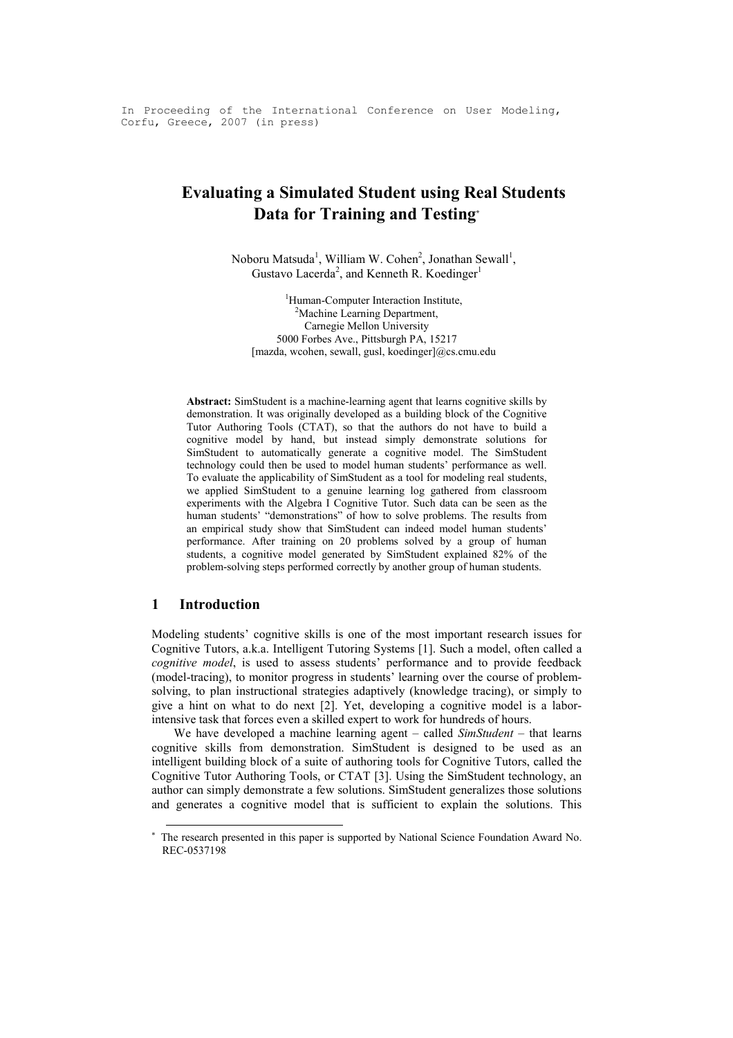In Proceeding of the International Conference on User Modeling, Corfu, Greece, 2007 (in press)

# Evaluating a Simulated Student using Real Students Data for Training and Testing*

Noboru Matsuda[1], William W. Cohen[2], Jonathan Sewall[1], Gustavo Lacerda[2], and Kenneth R. Koedinger[1]

[1]Human-Computer Interaction Institute,
[2]Machine Learning Department,
Carnegie Mellon University
5000 Forbes Ave., Pittsburgh PA, 15217
[mazda, wcohen, sewall, gusl, koedinger]@cs.cmu.edu

**Abstract:** SimStudent is a machine-learning agent that learns cognitive skills by demonstration. It was originally developed as a building block of the Cognitive Tutor Authoring Tools (CTAT), so that the authors do not have to build a cognitive model by hand, but instead simply demonstrate solutions for SimStudent to automatically generate a cognitive model. The SimStudent technology could then be used to model human students' performance as well. To evaluate the applicability of SimStudent as a tool for modeling real students, we applied SimStudent to a genuine learning log gathered from classroom experiments with the Algebra I Cognitive Tutor. Such data can be seen as the human students' "demonstrations" of how to solve problems. The results from an empirical study show that SimStudent can indeed model human students' performance. After training on 20 problems solved by a group of human students, a cognitive model generated by SimStudent explained 82% of the problem-solving steps performed correctly by another group of human students.

## 1 Introduction

Modeling students' cognitive skills is one of the most important research issues for Cognitive Tutors, a.k.a. Intelligent Tutoring Systems [1]. Such a model, often called a *cognitive model*, is used to assess students' performance and to provide feedback (model-tracing), to monitor progress in students' learning over the course of problem-solving, to plan instructional strategies adaptively (knowledge tracing), or simply to give a hint on what to do next [2]. Yet, developing a cognitive model is a labor-intensive task that forces even a skilled expert to work for hundreds of hours.

We have developed a machine learning agent – called *SimStudent* – that learns cognitive skills from demonstration. SimStudent is designed to be used as an intelligent building block of a suite of authoring tools for Cognitive Tutors, called the Cognitive Tutor Authoring Tools, or CTAT [3]. Using the SimStudent technology, an author can simply demonstrate a few solutions. SimStudent generalizes those solutions and generates a cognitive model that is sufficient to explain the solutions. This

* The research presented in this paper is supported by National Science Foundation Award No. REC-0537198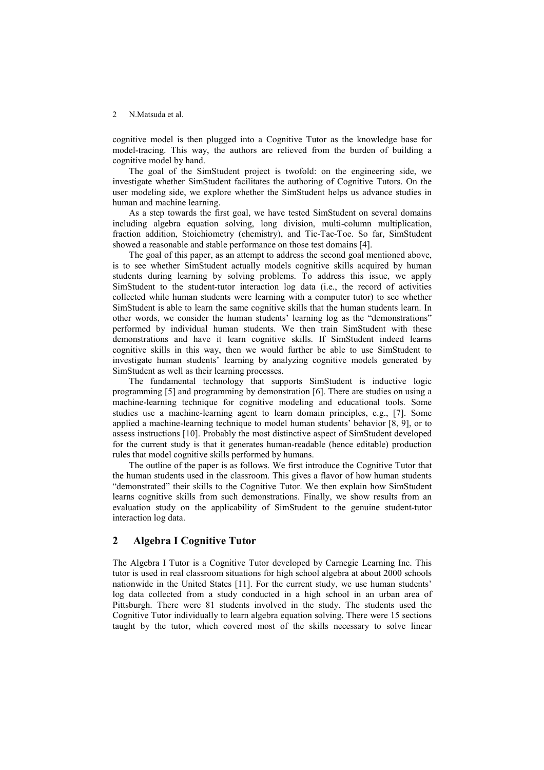cognitive model is then plugged into a Cognitive Tutor as the knowledge base for model-tracing. This way, the authors are relieved from the burden of building a cognitive model by hand.

The goal of the SimStudent project is twofold: on the engineering side, we investigate whether SimStudent facilitates the authoring of Cognitive Tutors. On the user modeling side, we explore whether the SimStudent helps us advance studies in human and machine learning.

As a step towards the first goal, we have tested SimStudent on several domains including algebra equation solving, long division, multi-column multiplication, fraction addition, Stoichiometry (chemistry), and Tic-Tac-Toe. So far, SimStudent showed a reasonable and stable performance on those test domains [4].

The goal of this paper, as an attempt to address the second goal mentioned above, is to see whether SimStudent actually models cognitive skills acquired by human students during learning by solving problems. To address this issue, we apply SimStudent to the student-tutor interaction log data (i.e., the record of activities collected while human students were learning with a computer tutor) to see whether SimStudent is able to learn the same cognitive skills that the human students learn. In other words, we consider the human students' learning log as the "demonstrations" performed by individual human students. We then train SimStudent with these demonstrations and have it learn cognitive skills. If SimStudent indeed learns cognitive skills in this way, then we would further be able to use SimStudent to investigate human students' learning by analyzing cognitive models generated by SimStudent as well as their learning processes.

The fundamental technology that supports SimStudent is inductive logic programming [5] and programming by demonstration [6]. There are studies on using a machine-learning technique for cognitive modeling and educational tools. Some studies use a machine-learning agent to learn domain principles, e.g., [7]. Some applied a machine-learning technique to model human students' behavior [8, 9], or to assess instructions [10]. Probably the most distinctive aspect of SimStudent developed for the current study is that it generates human-readable (hence editable) production rules that model cognitive skills performed by humans.

The outline of the paper is as follows. We first introduce the Cognitive Tutor that the human students used in the classroom. This gives a flavor of how human students "demonstrated" their skills to the Cognitive Tutor. We then explain how SimStudent learns cognitive skills from such demonstrations. Finally, we show results from an evaluation study on the applicability of SimStudent to the genuine student-tutor interaction log data.

## 2 Algebra I Cognitive Tutor

The Algebra I Tutor is a Cognitive Tutor developed by Carnegie Learning Inc. This tutor is used in real classroom situations for high school algebra at about 2000 schools nationwide in the United States [11]. For the current study, we use human students' log data collected from a study conducted in a high school in an urban area of Pittsburgh. There were 81 students involved in the study. The students used the Cognitive Tutor individually to learn algebra equation solving. There were 15 sections taught by the tutor, which covered most of the skills necessary to solve linear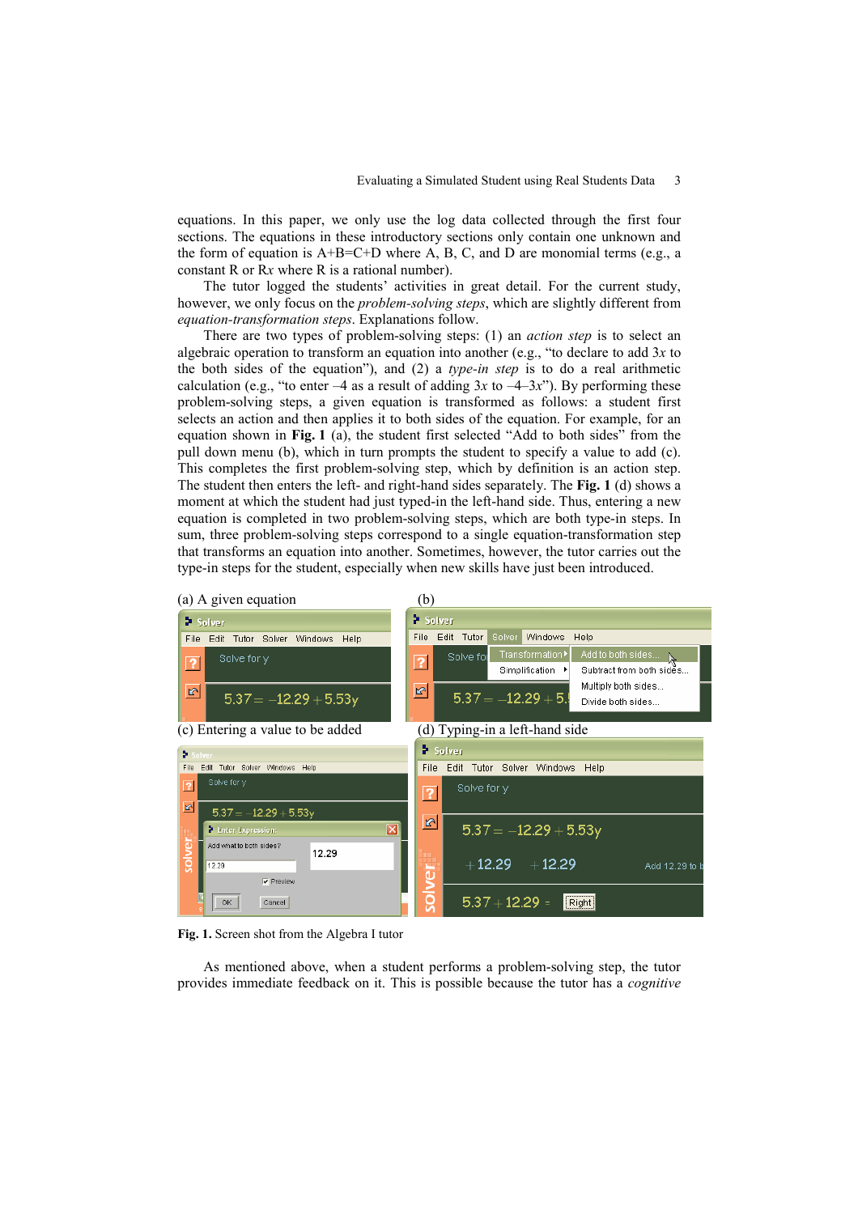equations. In this paper, we only use the log data collected through the first four sections. The equations in these introductory sections only contain one unknown and the form of equation is A+B=C+D where A, B, C, and D are monomial terms (e.g., a constant R or R$x$ where R is a rational number).

The tutor logged the students' activities in great detail. For the current study, however, we only focus on the *problem-solving steps*, which are slightly different from *equation-transformation steps*. Explanations follow.

There are two types of problem-solving steps: (1) an *action step* is to select an algebraic operation to transform an equation into another (e.g., "to declare to add 3$x$ to the both sides of the equation"), and (2) a *type-in step* is to do a real arithmetic calculation (e.g., "to enter –4 as a result of adding 3$x$ to –4–3$x$"). By performing these problem-solving steps, a given equation is transformed as follows: a student first selects an action and then applies it to both sides of the equation. For example, for an equation shown in **Fig. 1** (a), the student first selected "Add to both sides" from the pull down menu (b), which in turn prompts the student to specify a value to add (c). This completes the first problem-solving step, which by definition is an action step. The student then enters the left- and right-hand sides separately. The **Fig. 1** (d) shows a moment at which the student had just typed-in the left-hand side. Thus, entering a new equation is completed in two problem-solving steps, which are both type-in steps. In sum, three problem-solving steps correspond to a single equation-transformation step that transforms an equation into another. Sometimes, however, the tutor carries out the type-in steps for the student, especially when new skills have just been introduced.

(a) A given equation

(b)

(c) Entering a value to be added

(d) Typing-in a left-hand side

**Fig. 1.** Screen shot from the Algebra I tutor

As mentioned above, when a student performs a problem-solving step, the tutor provides immediate feedback on it. This is possible because the tutor has a *cognitive*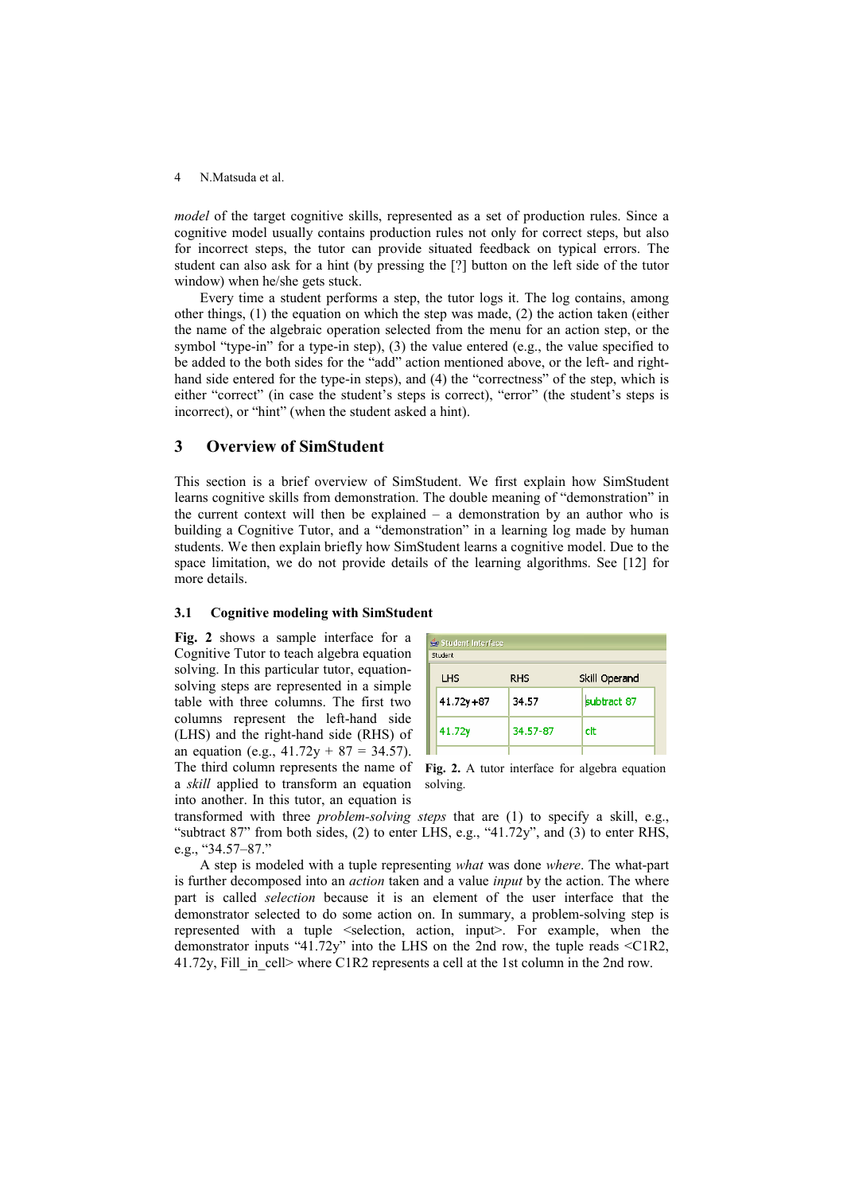*model* of the target cognitive skills, represented as a set of production rules. Since a cognitive model usually contains production rules not only for correct steps, but also for incorrect steps, the tutor can provide situated feedback on typical errors. The student can also ask for a hint (by pressing the [?] button on the left side of the tutor window) when he/she gets stuck.

Every time a student performs a step, the tutor logs it. The log contains, among other things, (1) the equation on which the step was made, (2) the action taken (either the name of the algebraic operation selected from the menu for an action step, or the symbol "type-in" for a type-in step), (3) the value entered (e.g., the value specified to be added to the both sides for the "add" action mentioned above, or the left- and right-hand side entered for the type-in steps), and (4) the "correctness" of the step, which is either "correct" (in case the student's steps is correct), "error" (the student's steps is incorrect), or "hint" (when the student asked a hint).

## 3 Overview of SimStudent

This section is a brief overview of SimStudent. We first explain how SimStudent learns cognitive skills from demonstration. The double meaning of "demonstration" in the current context will then be explained – a demonstration by an author who is building a Cognitive Tutor, and a "demonstration" in a learning log made by human students. We then explain briefly how SimStudent learns a cognitive model. Due to the space limitation, we do not provide details of the learning algorithms. See [12] for more details.

### 3.1 Cognitive modeling with SimStudent

**Fig. 2** shows a sample interface for a Cognitive Tutor to teach algebra equation solving. In this particular tutor, equation-solving steps are represented in a simple table with three columns. The first two columns represent the left-hand side (LHS) and the right-hand side (RHS) of an equation (e.g., 41.72y + 87 = 34.57). The third column represents the name of a *skill* applied to transform an equation into another. In this tutor, an equation is transformed with three *problem-solving steps* that are (1) to specify a skill, e.g., "subtract 87" from both sides, (2) to enter LHS, e.g., "41.72y", and (3) to enter RHS, e.g., "34.57–87."

| LHS | RHS | Skill Operand |
|---|---|---|
| 41.72y+87 | 34.57 | subtract 87 |
| 41.72y | 34.57-87 | clt |

**Fig. 2.** A tutor interface for algebra equation solving.

A step is modeled with a tuple representing *what* was done *where*. The what-part is further decomposed into an *action* taken and a value *input* by the action. The where part is called *selection* because it is an element of the user interface that the demonstrator selected to do some action on. In summary, a problem-solving step is represented with a tuple <selection, action, input>. For example, when the demonstrator inputs "41.72y" into the LHS on the 2nd row, the tuple reads <C1R2, 41.72y, Fill_in_cell> where C1R2 represents a cell at the 1st column in the 2nd row.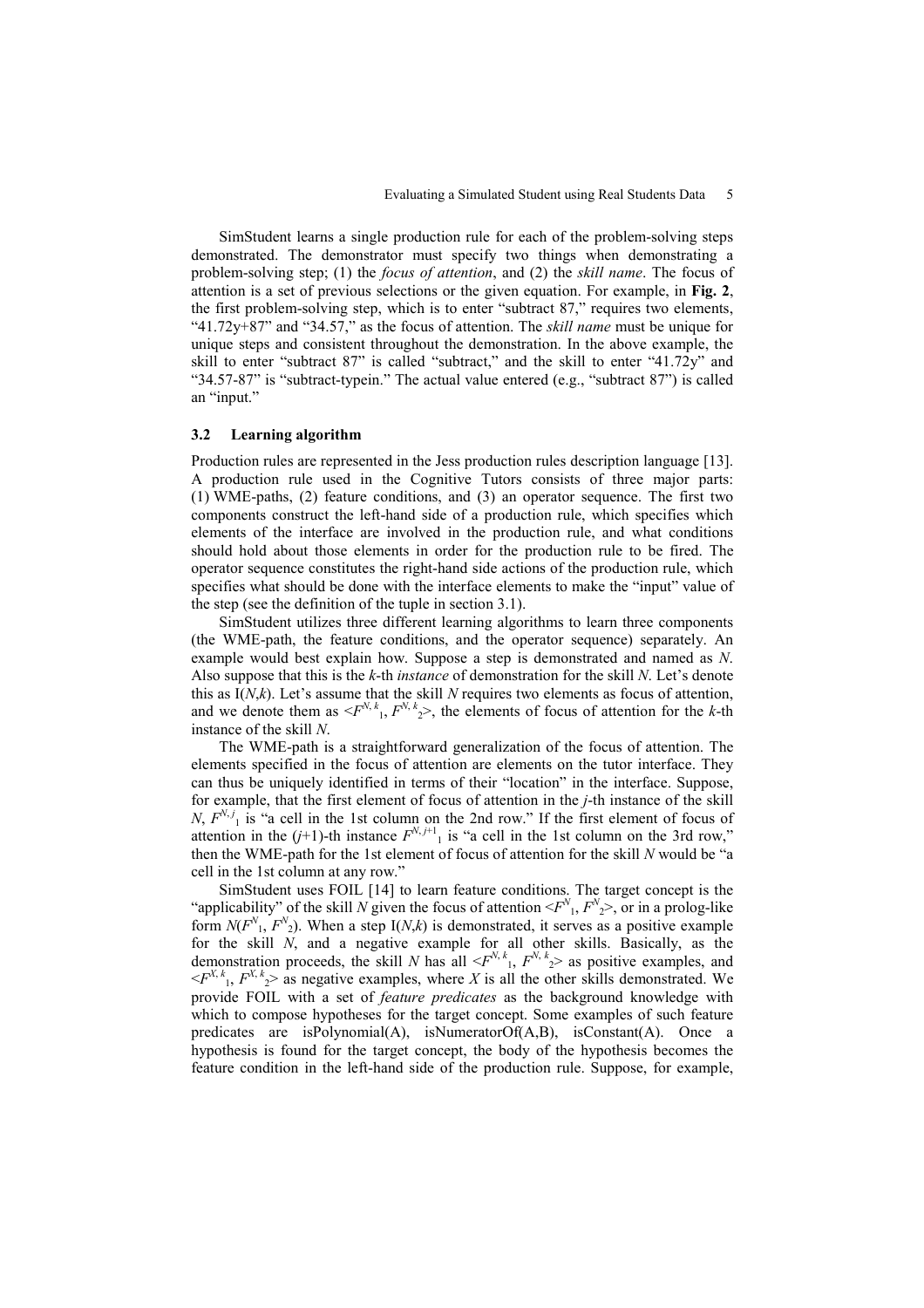SimStudent learns a single production rule for each of the problem-solving steps demonstrated. The demonstrator must specify two things when demonstrating a problem-solving step; (1) the *focus of attention*, and (2) the *skill name*. The focus of attention is a set of previous selections or the given equation. For example, in **Fig. 2**, the first problem-solving step, which is to enter "subtract 87," requires two elements, "41.72y+87" and "34.57," as the focus of attention. The *skill name* must be unique for unique steps and consistent throughout the demonstration. In the above example, the skill to enter "subtract 87" is called "subtract," and the skill to enter "41.72y" and "34.57-87" is "subtract-typein." The actual value entered (e.g., "subtract 87") is called an "input."

### 3.2 Learning algorithm

Production rules are represented in the Jess production rules description language [13]. A production rule used in the Cognitive Tutors consists of three major parts: (1) WME-paths, (2) feature conditions, and (3) an operator sequence. The first two components construct the left-hand side of a production rule, which specifies which elements of the interface are involved in the production rule, and what conditions should hold about those elements in order for the production rule to be fired. The operator sequence constitutes the right-hand side actions of the production rule, which specifies what should be done with the interface elements to make the "input" value of the step (see the definition of the tuple in section 3.1).

SimStudent utilizes three different learning algorithms to learn three components (the WME-path, the feature conditions, and the operator sequence) separately. An example would best explain how. Suppose a step is demonstrated and named as *N*. Also suppose that this is the *k*-th *instance* of demonstration for the skill *N*. Let's denote this as I(*N*,*k*). Let's assume that the skill *N* requires two elements as focus of attention, and we denote them as $<F^{N,k}_1, F^{N,k}_2>$, the elements of focus of attention for the *k*-th instance of the skill *N*.

The WME-path is a straightforward generalization of the focus of attention. The elements specified in the focus of attention are elements on the tutor interface. They can thus be uniquely identified in terms of their "location" in the interface. Suppose, for example, that the first element of focus of attention in the *j*-th instance of the skill *N*, $F^{N,j}_1$ is "a cell in the 1st column on the 2nd row." If the first element of focus of attention in the (*j*+1)-th instance $F^{N,j+1}_1$ is "a cell in the 1st column on the 3rd row," then the WME-path for the 1st element of focus of attention for the skill *N* would be "a cell in the 1st column at any row."

SimStudent uses FOIL [14] to learn feature conditions. The target concept is the "applicability" of the skill *N* given the focus of attention $<F^N_1, F^N_2>$, or in a prolog-like form $N(F^N_1, F^N_2)$. When a step I(*N*,*k*) is demonstrated, it serves as a positive example for the skill *N*, and a negative example for all other skills. Basically, as the demonstration proceeds, the skill *N* has all $<F^{N,k}_1, F^{N,k}_2>$ as positive examples, and $<F^{X,k}_1, F^{X,k}_2>$ as negative examples, where *X* is all the other skills demonstrated. We provide FOIL with a set of *feature predicates* as the background knowledge with which to compose hypotheses for the target concept. Some examples of such feature predicates are isPolynomial(A), isNumeratorOf(A,B), isConstant(A). Once a hypothesis is found for the target concept, the body of the hypothesis becomes the feature condition in the left-hand side of the production rule. Suppose, for example,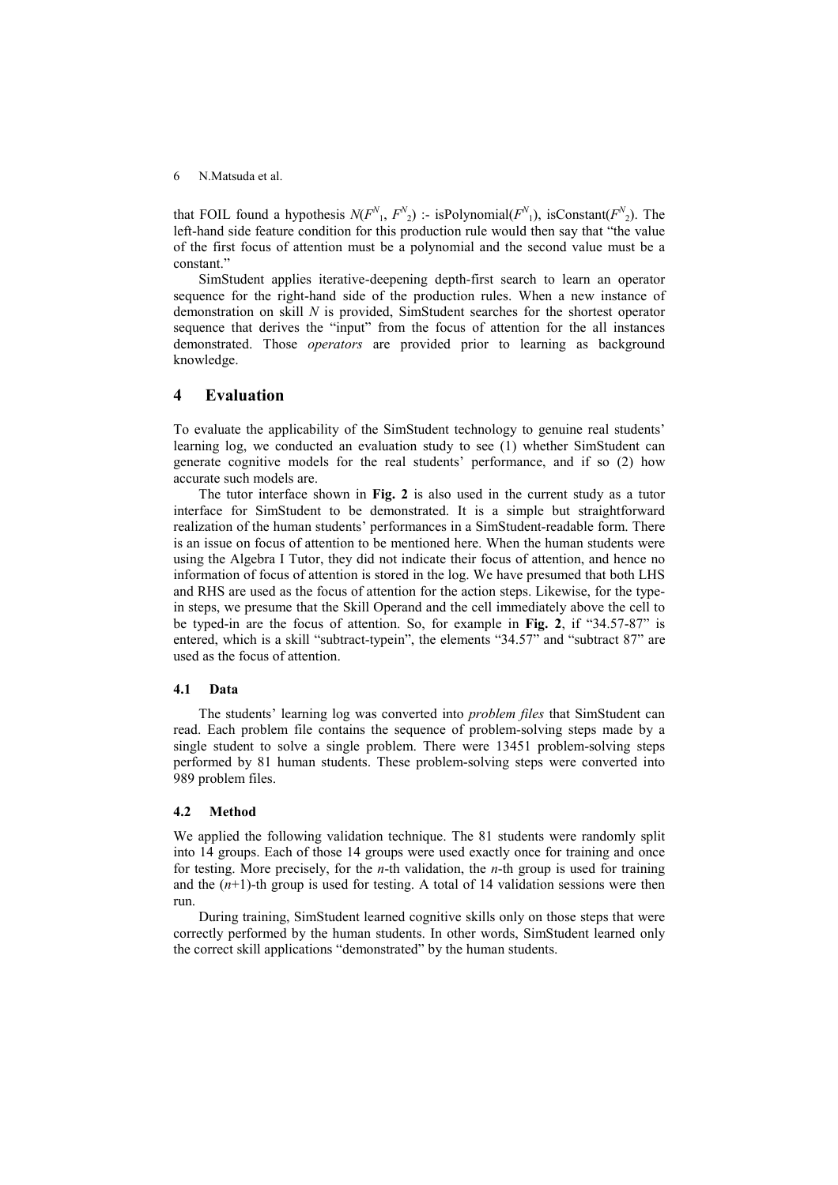that FOIL found a hypothesis $N(F^N_1, F^N_2)$ :- isPolynomial($F^N_1$), isConstant($F^N_2$). The left-hand side feature condition for this production rule would then say that "the value of the first focus of attention must be a polynomial and the second value must be a constant."

SimStudent applies iterative-deepening depth-first search to learn an operator sequence for the right-hand side of the production rules. When a new instance of demonstration on skill $N$ is provided, SimStudent searches for the shortest operator sequence that derives the "input" from the focus of attention for the all instances demonstrated. Those *operators* are provided prior to learning as background knowledge.

# 4 Evaluation

To evaluate the applicability of the SimStudent technology to genuine real students' learning log, we conducted an evaluation study to see (1) whether SimStudent can generate cognitive models for the real students' performance, and if so (2) how accurate such models are.

The tutor interface shown in **Fig. 2** is also used in the current study as a tutor interface for SimStudent to be demonstrated. It is a simple but straightforward realization of the human students' performances in a SimStudent-readable form. There is an issue on focus of attention to be mentioned here. When the human students were using the Algebra I Tutor, they did not indicate their focus of attention, and hence no information of focus of attention is stored in the log. We have presumed that both LHS and RHS are used as the focus of attention for the action steps. Likewise, for the type-in steps, we presume that the Skill Operand and the cell immediately above the cell to be typed-in are the focus of attention. So, for example in **Fig. 2**, if "34.57-87" is entered, which is a skill "subtract-typein", the elements "34.57" and "subtract 87" are used as the focus of attention.

## 4.1 Data

The students' learning log was converted into *problem files* that SimStudent can read. Each problem file contains the sequence of problem-solving steps made by a single student to solve a single problem. There were 13451 problem-solving steps performed by 81 human students. These problem-solving steps were converted into 989 problem files.

## 4.2 Method

We applied the following validation technique. The 81 students were randomly split into 14 groups. Each of those 14 groups were used exactly once for training and once for testing. More precisely, for the $n$-th validation, the $n$-th group is used for training and the ($n$+1)-th group is used for testing. A total of 14 validation sessions were then run.

During training, SimStudent learned cognitive skills only on those steps that were correctly performed by the human students. In other words, SimStudent learned only the correct skill applications "demonstrated" by the human students.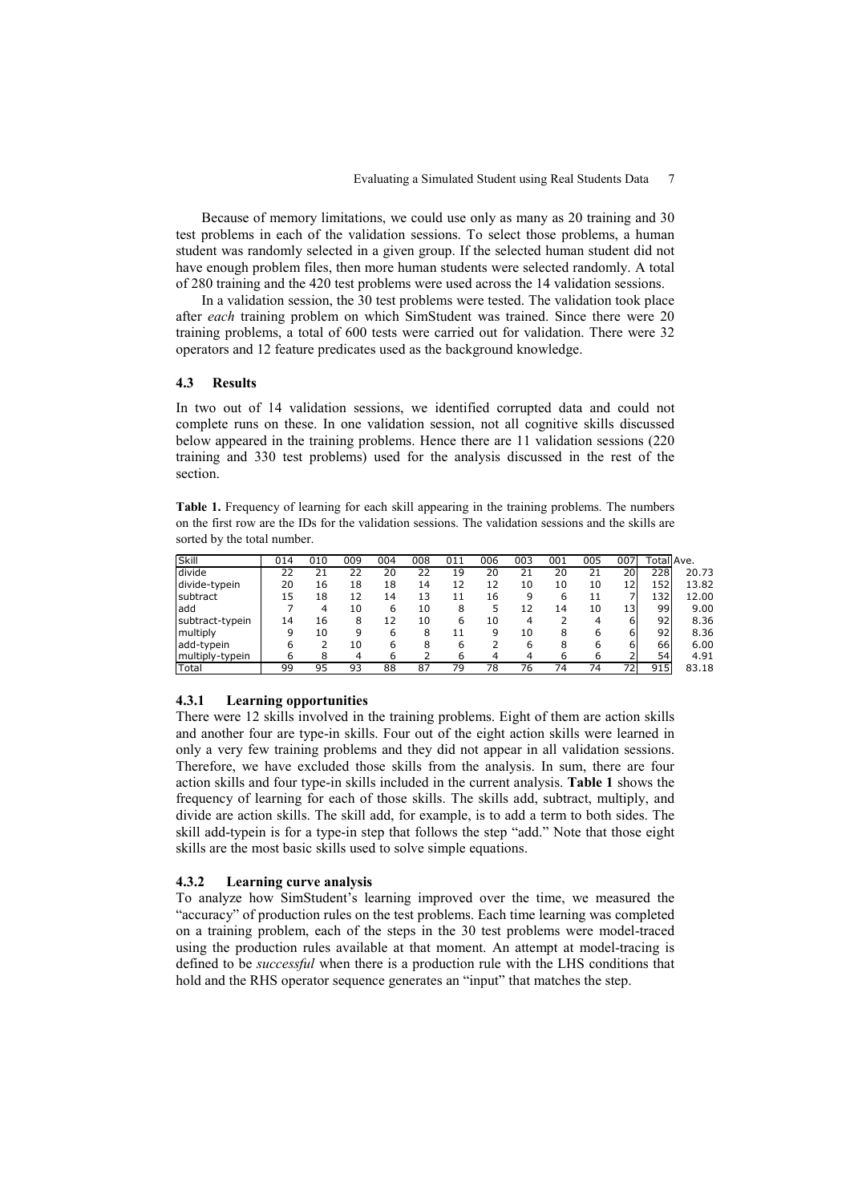Because of memory limitations, we could use only as many as 20 training and 30 test problems in each of the validation sessions. To select those problems, a human student was randomly selected in a given group. If the selected human student did not have enough problem files, then more human students were selected randomly. A total of 280 training and the 420 test problems were used across the 14 validation sessions.

In a validation session, the 30 test problems were tested. The validation took place after *each* training problem on which SimStudent was trained. Since there were 20 training problems, a total of 600 tests were carried out for validation. There were 32 operators and 12 feature predicates used as the background knowledge.

### 4.3 Results

In two out of 14 validation sessions, we identified corrupted data and could not complete runs on these. In one validation session, not all cognitive skills discussed below appeared in the training problems. Hence there are 11 validation sessions (220 training and 330 test problems) used for the analysis discussed in the rest of the section.

**Table 1.** Frequency of learning for each skill appearing in the training problems. The numbers on the first row are the IDs for the validation sessions. The validation sessions and the skills are sorted by the total number.

| Skill | 014 | 010 | 009 | 004 | 008 | 011 | 006 | 003 | 001 | 005 | 007 | Total | Ave. |
|---|---|---|---|---|---|---|---|---|---|---|---|---|---|
| divide | 22 | 21 | 22 | 20 | 22 | 19 | 20 | 21 | 20 | 21 | 20 | 228 | 20.73 |
| divide-typein | 20 | 16 | 18 | 18 | 14 | 12 | 12 | 10 | 10 | 10 | 12 | 152 | 13.82 |
| subtract | 15 | 18 | 12 | 14 | 13 | 11 | 16 | 9 | 6 | 11 | 7 | 132 | 12.00 |
| add | 7 | 4 | 10 | 6 | 10 | 8 | 5 | 12 | 14 | 10 | 13 | 99 | 9.00 |
| subtract-typein | 14 | 16 | 8 | 12 | 10 | 6 | 10 | 4 | 2 | 4 | 6 | 92 | 8.36 |
| multiply | 9 | 10 | 9 | 6 | 8 | 11 | 9 | 10 | 8 | 6 | 6 | 92 | 8.36 |
| add-typein | 6 | 2 | 10 | 6 | 8 | 6 | 2 | 6 | 8 | 6 | 6 | 66 | 6.00 |
| multiply-typein | 6 | 8 | 4 | 6 | 2 | 6 | 4 | 4 | 6 | 6 | 2 | 54 | 4.91 |
| Total | 99 | 95 | 93 | 88 | 87 | 79 | 78 | 76 | 74 | 74 | 72 | 915 | 83.18 |

#### 4.3.1 Learning opportunities

There were 12 skills involved in the training problems. Eight of them are action skills and another four are type-in skills. Four out of the eight action skills were learned in only a very few training problems and they did not appear in all validation sessions. Therefore, we have excluded those skills from the analysis. In sum, there are four action skills and four type-in skills included in the current analysis. **Table 1** shows the frequency of learning for each of those skills. The skills add, subtract, multiply, and divide are action skills. The skill add, for example, is to add a term to both sides. The skill add-typein is for a type-in step that follows the step "add." Note that those eight skills are the most basic skills used to solve simple equations.

#### 4.3.2 Learning curve analysis

To analyze how SimStudent's learning improved over the time, we measured the "accuracy" of production rules on the test problems. Each time learning was completed on a training problem, each of the steps in the 30 test problems were model-traced using the production rules available at that moment. An attempt at model-tracing is defined to be *successful* when there is a production rule with the LHS conditions that hold and the RHS operator sequence generates an "input" that matches the step.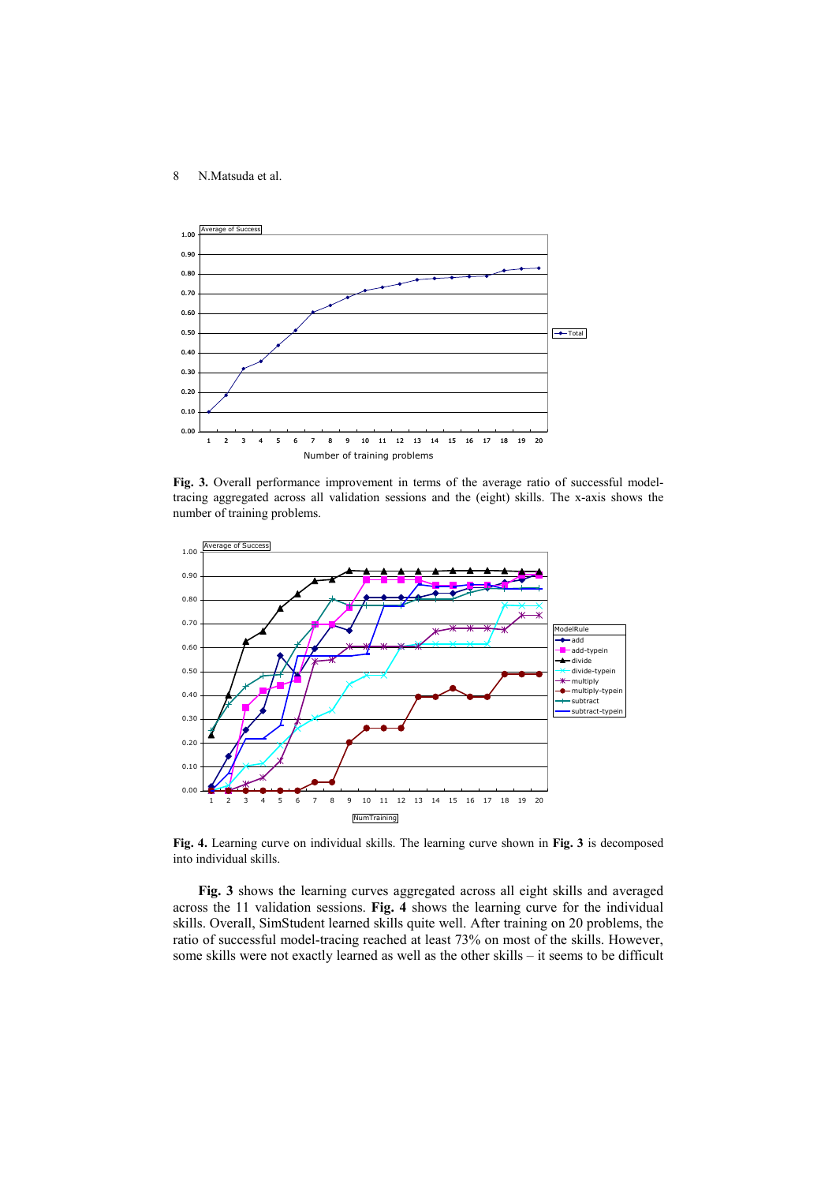**Fig. 3.** Overall performance improvement in terms of the average ratio of successful model-tracing aggregated across all validation sessions and the (eight) skills. The x-axis shows the number of training problems.

**Fig. 4.** Learning curve on individual skills. The learning curve shown in **Fig. 3** is decomposed into individual skills.

**Fig. 3** shows the learning curves aggregated across all eight skills and averaged across the 11 validation sessions. **Fig. 4** shows the learning curve for the individual skills. Overall, SimStudent learned skills quite well. After training on 20 problems, the ratio of successful model-tracing reached at least 73% on most of the skills. However, some skills were not exactly learned as well as the other skills – it seems to be difficult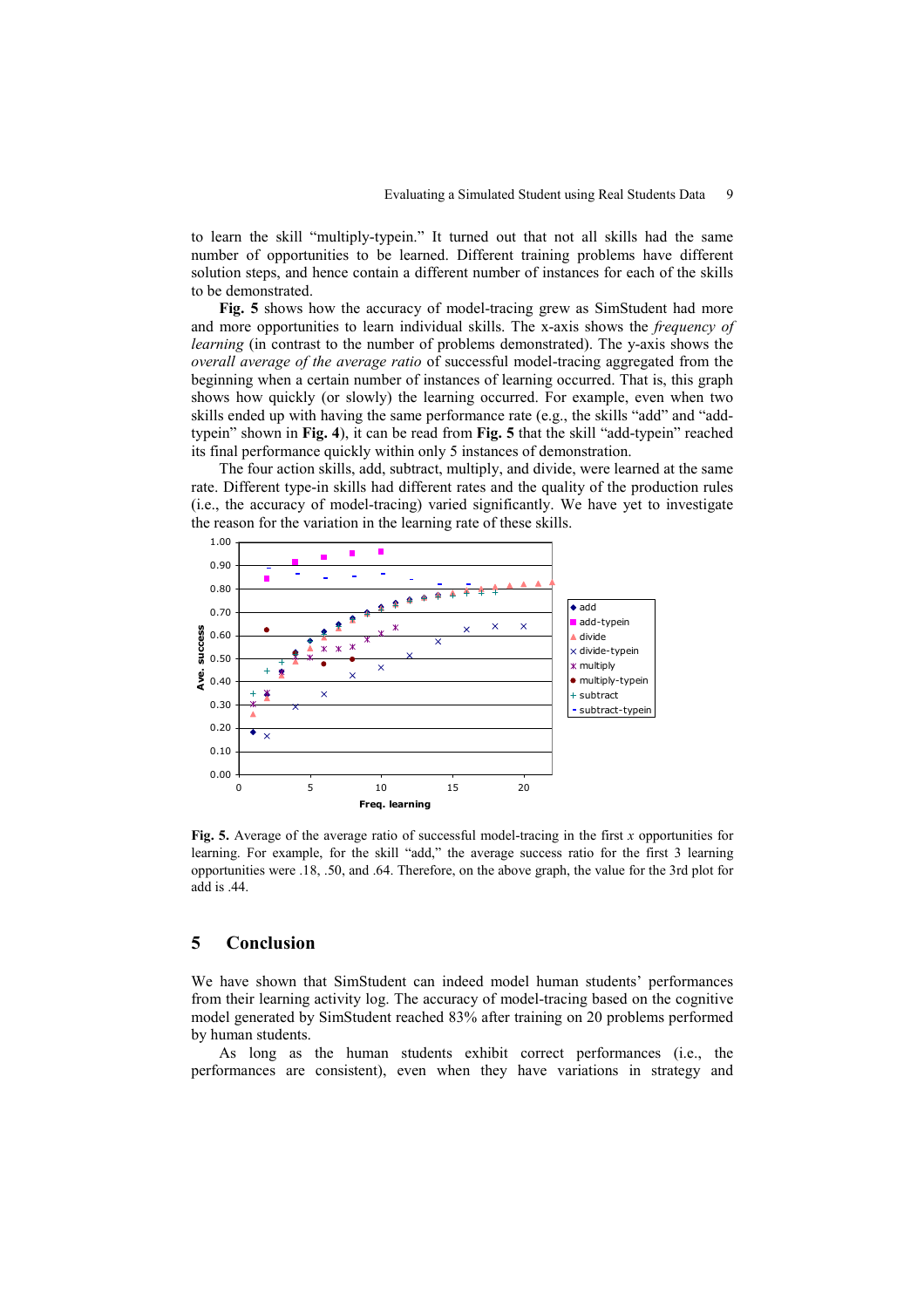to learn the skill "multiply-typein." It turned out that not all skills had the same number of opportunities to be learned. Different training problems have different solution steps, and hence contain a different number of instances for each of the skills to be demonstrated.

**Fig. 5** shows how the accuracy of model-tracing grew as SimStudent had more and more opportunities to learn individual skills. The x-axis shows the *frequency of learning* (in contrast to the number of problems demonstrated). The y-axis shows the *overall average of the average ratio* of successful model-tracing aggregated from the beginning when a certain number of instances of learning occurred. That is, this graph shows how quickly (or slowly) the learning occurred. For example, even when two skills ended up with having the same performance rate (e.g., the skills "add" and "add-typein" shown in **Fig. 4**), it can be read from **Fig. 5** that the skill "add-typein" reached its final performance quickly within only 5 instances of demonstration.

The four action skills, add, subtract, multiply, and divide, were learned at the same rate. Different type-in skills had different rates and the quality of the production rules (i.e., the accuracy of model-tracing) varied significantly. We have yet to investigate the reason for the variation in the learning rate of these skills.

**Fig. 5.** Average of the average ratio of successful model-tracing in the first *x* opportunities for learning. For example, for the skill "add," the average success ratio for the first 3 learning opportunities were .18, .50, and .64. Therefore, on the above graph, the value for the 3rd plot for add is .44.

## 5 Conclusion

We have shown that SimStudent can indeed model human students' performances from their learning activity log. The accuracy of model-tracing based on the cognitive model generated by SimStudent reached 83% after training on 20 problems performed by human students.

As long as the human students exhibit correct performances (i.e., the performances are consistent), even when they have variations in strategy and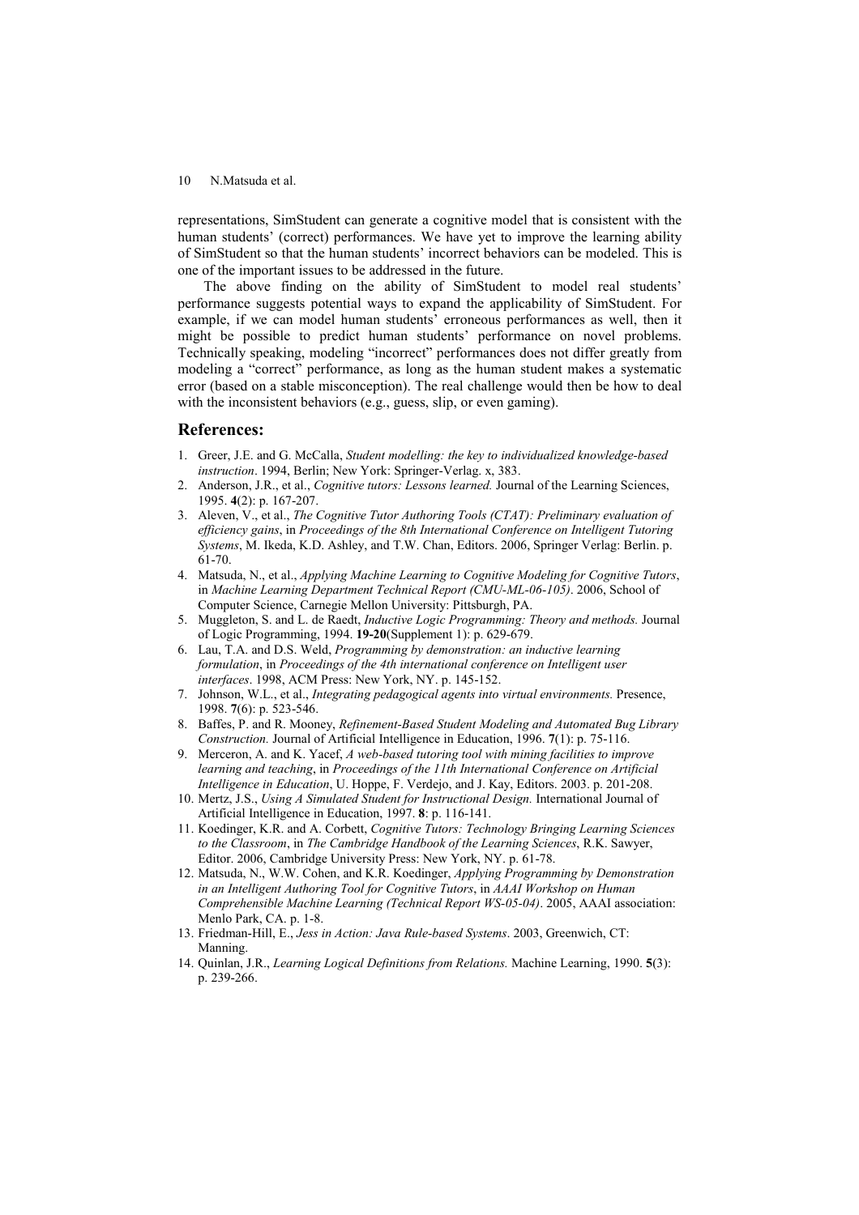representations, SimStudent can generate a cognitive model that is consistent with the human students' (correct) performances. We have yet to improve the learning ability of SimStudent so that the human students' incorrect behaviors can be modeled. This is one of the important issues to be addressed in the future.

The above finding on the ability of SimStudent to model real students' performance suggests potential ways to expand the applicability of SimStudent. For example, if we can model human students' erroneous performances as well, then it might be possible to predict human students' performance on novel problems. Technically speaking, modeling "incorrect" performances does not differ greatly from modeling a "correct" performance, as long as the human student makes a systematic error (based on a stable misconception). The real challenge would then be how to deal with the inconsistent behaviors (e.g., guess, slip, or even gaming).

## References:

1. Greer, J.E. and G. McCalla, *Student modelling: the key to individualized knowledge-based instruction*. 1994, Berlin; New York: Springer-Verlag. x, 383.
2. Anderson, J.R., et al., *Cognitive tutors: Lessons learned.* Journal of the Learning Sciences, 1995. **4**(2): p. 167-207.
3. Aleven, V., et al., *The Cognitive Tutor Authoring Tools (CTAT): Preliminary evaluation of efficiency gains*, in *Proceedings of the 8th International Conference on Intelligent Tutoring Systems*, M. Ikeda, K.D. Ashley, and T.W. Chan, Editors. 2006, Springer Verlag: Berlin. p. 61-70.
4. Matsuda, N., et al., *Applying Machine Learning to Cognitive Modeling for Cognitive Tutors*, in *Machine Learning Department Technical Report (CMU-ML-06-105)*. 2006, School of Computer Science, Carnegie Mellon University: Pittsburgh, PA.
5. Muggleton, S. and L. de Raedt, *Inductive Logic Programming: Theory and methods.* Journal of Logic Programming, 1994. **19-20**(Supplement 1): p. 629-679.
6. Lau, T.A. and D.S. Weld, *Programming by demonstration: an inductive learning formulation*, in *Proceedings of the 4th international conference on Intelligent user interfaces*. 1998, ACM Press: New York, NY. p. 145-152.
7. Johnson, W.L., et al., *Integrating pedagogical agents into virtual environments.* Presence, 1998. **7**(6): p. 523-546.
8. Baffes, P. and R. Mooney, *Refinement-Based Student Modeling and Automated Bug Library Construction.* Journal of Artificial Intelligence in Education, 1996. **7**(1): p. 75-116.
9. Merceron, A. and K. Yacef, *A web-based tutoring tool with mining facilities to improve learning and teaching*, in *Proceedings of the 11th International Conference on Artificial Intelligence in Education*, U. Hoppe, F. Verdejo, and J. Kay, Editors. 2003. p. 201-208.
10. Mertz, J.S., *Using A Simulated Student for Instructional Design.* International Journal of Artificial Intelligence in Education, 1997. **8**: p. 116-141.
11. Koedinger, K.R. and A. Corbett, *Cognitive Tutors: Technology Bringing Learning Sciences to the Classroom*, in *The Cambridge Handbook of the Learning Sciences*, R.K. Sawyer, Editor. 2006, Cambridge University Press: New York, NY. p. 61-78.
12. Matsuda, N., W.W. Cohen, and K.R. Koedinger, *Applying Programming by Demonstration in an Intelligent Authoring Tool for Cognitive Tutors*, in *AAAI Workshop on Human Comprehensible Machine Learning (Technical Report WS-05-04)*. 2005, AAAI association: Menlo Park, CA. p. 1-8.
13. Friedman-Hill, E., *Jess in Action: Java Rule-based Systems*. 2003, Greenwich, CT: Manning.
14. Quinlan, J.R., *Learning Logical Definitions from Relations.* Machine Learning, 1990. **5**(3): p. 239-266.